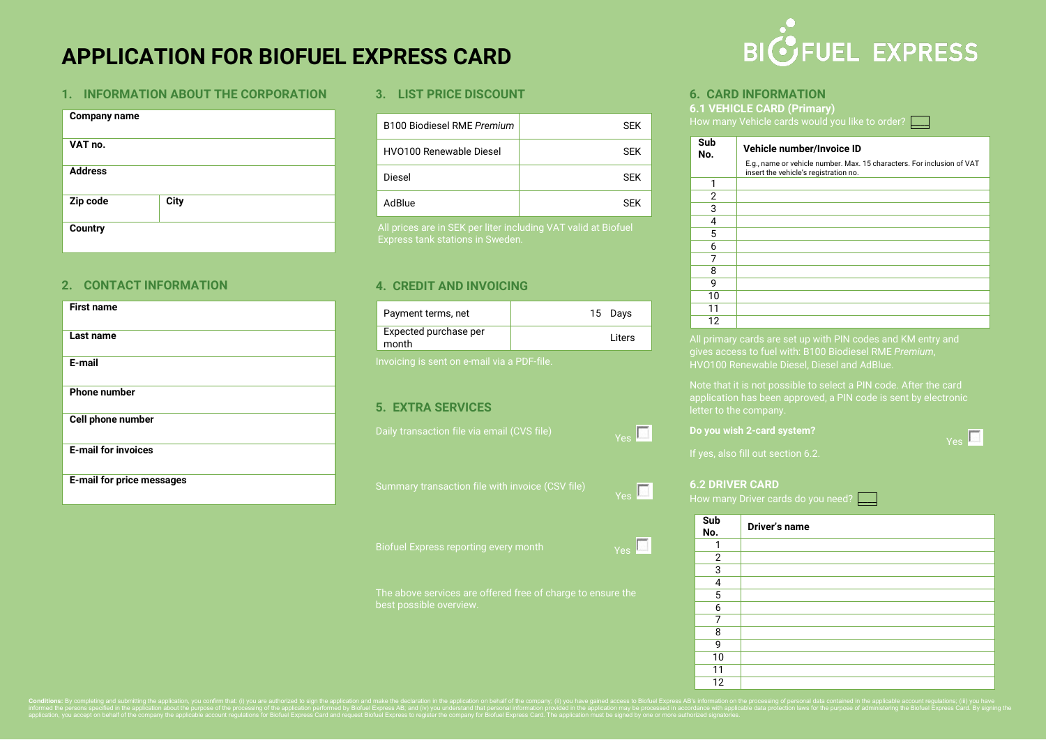# APPLICATION FOR BIOFUEL EXPRESS CARD

BIOFUEL EXPRESS

## 1. INFORMATION ABOUT THE CORPORATION

| Company name | |
|---|---|
| VAT no. | |
| Address | |
| Zip code | City |
| Country | |

## 2. CONTACT INFORMATION

| First name |
|---|
| Last name |
| E-mail |
| Phone number |
| Cell phone number |
| E-mail for invoices |
| E-mail for price messages |

## 3. LIST PRICE DISCOUNT

| Product | Price |
|---|---|
| B100 Biodiesel RME *Premium* | SEK |
| HVO100 Renewable Diesel | SEK |
| Diesel | SEK |
| AdBlue | SEK |

All prices are in SEK per liter including VAT valid at Biofuel Express tank stations in Sweden.

## 4. CREDIT AND INVOICING

| Item | Value |
|---|---|
| Payment terms, net | 15 Days |
| Expected purchase per month | Liters |

Invoicing is sent on e-mail via a PDF-file.

## 5. EXTRA SERVICES

Daily transaction file via email (CVS file) Yes ☐

Summary transaction file with invoice (CSV file) Yes ☐

Biofuel Express reporting every month Yes ☐

The above services are offered free of charge to ensure the best possible overview.

## 6. CARD INFORMATION

### 6.1 VEHICLE CARD (Primary)

How many Vehicle cards would you like to order? ☐

| Sub No. | Vehicle number/Invoice ID<br>E.g., name or vehicle number. Max. 15 characters. For inclusion of VAT insert the vehicle's registration no. |
|---|---|
| 1 | |
| 2 | |
| 3 | |
| 4 | |
| 5 | |
| 6 | |
| 7 | |
| 8 | |
| 9 | |
| 10 | |
| 11 | |
| 12 | |

All primary cards are set up with PIN codes and KM entry and gives access to fuel with: B100 Biodiesel RME *Premium*, HVO100 Renewable Diesel, Diesel and AdBlue.

Note that it is not possible to select a PIN code. After the card application has been approved, a PIN code is sent by electronic letter to the company.

**Do you wish 2-card system?** Yes ☐

If yes, also fill out section 6.2.

### 6.2 DRIVER CARD

How many Driver cards do you need? ☐

| Sub No. | Driver's name |
|---|---|
| 1 | |
| 2 | |
| 3 | |
| 4 | |
| 5 | |
| 6 | |
| 7 | |
| 8 | |
| 9 | |
| 10 | |
| 11 | |
| 12 | |

**Conditions:** By completing and submitting the application, you confirm that: (i) you are authorized to sign the application and make the declaration in the application on behalf of the company; (ii) you have gained access to Biofuel Express AB's information on the processing of personal data contained in the applicable account regulations; (iii) you have informed the persons specified in the application about the purpose of the processing of the application performed by Biofuel Express AB; and (iv) you understand that personal information provided in the application may be processed in accordance with applicable data protection laws for the purpose of administering the Biofuel Express Card. By signing the application, you accept on behalf of the company the applicable account regulations for Biofuel Express Card and request Biofuel Express to register the company for Biofuel Express Card. The application must be signed by one or more authorized signatories.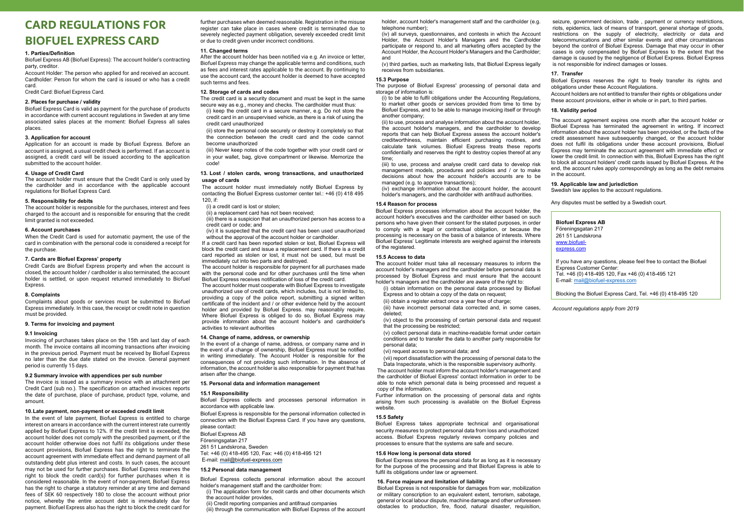# CARD REGULATIONS FOR BIOFUEL EXPRESS CARD

### 1. Parties/Definition

Biofuel Express AB (Biofuel Express): The account holder's contracting party, creditor.

Account Holder: The person who applied for and received an account. Cardholder: Person for whom the card is issued or who has a credit card.

Credit Card: Biofuel Express Card.

### 2. Places for purchase / validity

Biofuel Express Card is valid as payment for the purchase of products in accordance with current account regulations in Sweden at any time associated sales places at the moment: Biofuel Express all sales places.

### 3. Application for account

Application for an account is made by Biofuel Express. Before an account is assigned, a usual credit check is performed. If an account is assigned, a credit card will be issued according to the application submitted to the account holder.

### 4. Usage of Credit Card

The account holder must ensure that the Credit Card is only used by the cardholder and in accordance with the applicable account regulations for Biofuel Express Card.

### 5. Responsibility for debits

The account holder is responsible for the purchases, interest and fees charged to the account and is responsible for ensuring that the credit limit granted is not exceeded.

### 6. Account purchases

When the Credit Card is used for automatic payment, the use of the card in combination with the personal code is considered a receipt for the purchase.

### 7. Cards are Biofuel Express' property

Credit Cards are Biofuel Express property and when the account is closed, the account holder / cardholder is also terminated, the account holder is settled, or upon request returned immediately to Biofuel Express.

### 8. Complaints

Complaints about goods or services must be submitted to Biofuel Express immediately. In this case, the receipt or credit note in question must be provided.

### 9. Terms for invoicing and payment

#### 9.1 Invoicing

Invoicing of purchases takes place on the 15th and last day of each month. The invoice contains all incoming transactions after invoicing in the previous period. Payment must be received by Biofuel Express no later than the due date stated on the invoice. General payment period is currently 15 days.

#### 9.2 Summary invoice with appendices per sub number

The invoice is issued as a summary invoice with an attachment per Credit Card (sub no.). The specification on attached invoices reports the date of purchase, place of purchase, product type, volume, and amount.

### 10. Late payment, non-payment or exceeded credit limit

In the event of late payment, Biofuel Express is entitled to charge interest on arrears in accordance with the current interest rate currently applied by Biofuel Express to 12%. If the credit limit is exceeded, the account holder does not comply with the prescribed payment, or if the account holder otherwise does not fulfil its obligations under these account provisions, Biofuel Express has the right to terminate the account agreement with immediate effect and demand payment of all outstanding debt plus interest and costs. In such cases, the account may not be used for further purchases. Biofuel Express reserves the right to block the credit card(s) for further purchases when it is considered reasonable. In the event of non-payment, Biofuel Express has the right to charge a statutory reminder at any time and demand fees of SEK 60 respectively 180 to close the account without prior notice, whereby the entire account debt is immediately due for payment. Biofuel Express also has the right to block the credit card for further purchases when deemed reasonable. Registration in the misuse register can take place in cases where credit is terminated due to severely neglected payment obligation, severely exceeded credit limit or due to credit given under incorrect conditions.

### 11. Changed terms

After the account holder has been notified via e.g. An invoice or letter, Biofuel Express may change the applicable terms and conditions, such as fees and interest rates applicable to the account. By continuing to use the account card, the account holder is deemed to have accepted such terms and fees.

### 12. Storage of cards and codes

The credit card is a security document and must be kept in the same secure way as e.g., money and checks. The cardholder must thus:

(i) keep the credit card in a secure manner, e.g. Do not store the credit card in an unsupervised vehicle, as there is a risk of using the credit card unauthorized

(ii) store the personal code securely or destroy it completely so that the connection between the credit card and the code cannot become unauthorized

(iii) Never keep notes of the code together with your credit card or in your wallet, bag, glove compartment or likewise. Memorize the code!

### 13. Lost / stolen cards, wrong transactions, and unauthorized usage of cards

The account holder must immediately notify Biofuel Express by contacting the Biofuel Express customer center tel.: +46 (0) 418 495 120, if:

(i) a credit card is lost or stolen;

(ii) a replacement card has not been received;

(iii) there is a suspicion that an unauthorized person has access to a credit card or code; and

(iv) it is suspected that the credit card has been used unauthorized without the approval of the account holder or cardholder.

If a credit card has been reported stolen or lost, Biofuel Express will block the credit card and issue a replacement card. If there is a credit card reported as stolen or lost, it must not be used, but must be immediately cut into two parts and destroyed.

The account holder is responsible for payment for all purchases made with the personal code and for other purchases until the time when Biofuel Express receives notification of loss of the credit card.

The account holder must cooperate with Biofuel Express to investigate unauthorized use of credit cards, which includes, but is not limited to, providing a copy of the police report, submitting a signed written certificate of the incident and / or other evidence held by the account holder and provided by Biofuel Express. may reasonably require. Where Biofuel Express is obliged to do so, Biofuel Express may provide information about the account holder's and cardholder's activities to relevant authorities

### 14. Change of name, address, or ownership

In the event of a change of name, address, or company name and in the event of a change of ownership, Biofuel Express must be notified in writing immediately. The Account Holder is responsible for the consequences of not providing such information. In the absence of information, the account holder is also responsible for payment that has arisen after the change.

### 15. Personal data and information management

#### 15.1 Responsibility

Biofuel Express collects and processes personal information in accordance with applicable law.

Biofuel Express is responsible for the personal information collected in connection with the Biofuel Express Card. If you have any questions, please contact:

Biofuel Express AB
Föreningsgatan 217
261 51 Landskrona, Sweden
Tel: +46 (0) 418-495 120, Fax: +46 (0) 418-495 121
E-mail: mail@biofuel-express.com

#### 15.2 Personal data management

Biofuel Express collects personal information about the account holder's management staff and the cardholder from:

(i) The application form for credit cards and other documents which the account holder provides,

(ii) Credit reporting companies and antifraud companies

(iii) through the communication with Biofuel Express of the account holder, account holder's management staff and the cardholder (e.g. telephone number);

(iv) all surveys, questionnaires, and contests in which the Account Holder, the Account Holder's Managers and the Cardholder participate or respond to, and all marketing offers accepted by the Account Holder, the Account Holder's Managers and the Cardholder; and

(v) third parties, such as marketing lists, that Biofuel Express legally receives from subsidiaries.

#### 15.3 Purpose

The purpose of Biofuel Express' processing of personal data and storage of information is:

(i) to be able to fulfil obligations under the Accounting Regulations, to market other goods or services provided from time to time by Biofuel Express, and to be able to manage invoicing itself or through another company;

(ii) to use, process and analyse information about the account holder, the account holder's managers, and the cardholder to develop reports that can help Biofuel Express assess the account holder's creditworthiness, maintain efficient purchasing routines, and calculate tank volumes. Biofuel Express treats these reports confidentially and reserves the right to destroy copies thereof at any time;

(iii) to use, process and analyse credit card data to develop risk management models, procedures and policies and / or to make decisions about how the account holder's accounts are to be managed (e.g. to approve transactions);

(iv) exchange information about the account holder, the account holder's managers, and the cardholder with antifraud authorities.

#### 15.4 Reason for process

Biofuel Express processes information about the account holder, the account holder's executives and the cardholder either based on such persons who have given their consent for the stated purposes, in order to comply with a legal or contractual obligation, or because the processing is necessary on the basis of a balance of interests. Where Biofuel Express' Legitimate interests are weighed against the interests of the registered.

#### 15.5 Access to data

The account holder must take all necessary measures to inform the account holder's managers and the cardholder before personal data is processed by Biofuel Express and must ensure that the account holder's managers and the cardholder are aware of the right to:

(i) obtain information on the personal data processed by Biofuel Express and to obtain a copy of the data on request;

(ii) obtain a register extract once a year free of charge;

(iii) have incorrect personal data corrected and, in some cases, deleted;

(iv) object to the processing of certain personal data and request that the processing be restricted;

(v) collect personal data in machine-readable format under certain conditions and to transfer the data to another party responsible for personal data;

(vi) request access to personal data; and

(vii) report dissatisfaction with the processing of personal data to the Data Inspectorate, which is the responsible supervisory authority.

The account holder must inform the account holder's management and the cardholder of Biofuel Express' contact information in order to be able to note which personal data is being processed and request a copy of the information.

Further information on the processing of personal data and rights arising from such processing is available on the Biofuel Express website.

#### 15.5 Safety

Biofuel Express takes appropriate technical and organisational security measures to protect personal data from loss and unauthorized access. Biofuel Express regularly reviews company policies and processes to ensure that the systems are safe and secure.

#### 15.6 How long is personal data stored

Biofuel Express stores the personal data for as long as it is necessary for the purpose of the processing and that Biofuel Express is able to fulfil its obligations under law or agreement.

### 16. Force majeure and limitation of liability

Biofuel Express is not responsible for damages from war, mobilization or military conscription to an equivalent extent, terrorism, sabotage, general or local labour dispute, machine damage and other unforeseen obstacles to production, fire, flood, natural disaster, requisition, seizure, government decision, trade , payment or currency restrictions, riots, epidemics, lack of means of transport, general shortage of goods, restrictions on the supply of electricity, electricity or data and telecommunications and other similar events and other circumstances beyond the control of Biofuel Express. Damage that may occur in other cases is only compensated by Biofuel Express to the extent that the damage is caused by the negligence of Biofuel Express. Biofuel Express is not responsible for indirect damages or losses.

### 17. Transfer

Biofuel Express reserves the right to freely transfer its rights and obligations under these Account Regulations.

Account holders are not entitled to transfer their rights or obligations under these account provisions, either in whole or in part, to third parties.

### 18. Validity period

The account agreement expires one month after the account holder or Biofuel Express has terminated the agreement in writing. If incorrect information about the account holder has been provided, or the facts of the credit assessment have subsequently changed, or the account holder does not fulfil its obligations under these account provisions, Biofuel Express may terminate the account agreement with immediate effect or lower the credit limit. In connection with this, Biofuel Express has the right to block all account holders' credit cards issued by Biofuel Express. At the end, the account rules apply correspondingly as long as the debt remains in the account.

### 19. Applicable law and jurisdiction

Swedish law applies to the account regulations.

Any disputes must be settled by a Swedish court.

**Biofuel Express AB**
Föreningsgatan 217
261 51 Landskrona
www.biofuel-express.com

If you have any questions, please feel free to contact the Biofuel Express Customer Center:
Tel. +46 (0) 418-495 120, Fax +46 (0) 418-495 121
E-mail: mail@biofuel-express.com

Blocking the Biofuel Express Card, Tel. +46 (0) 418-495 120

*Account regulations apply from 2019*